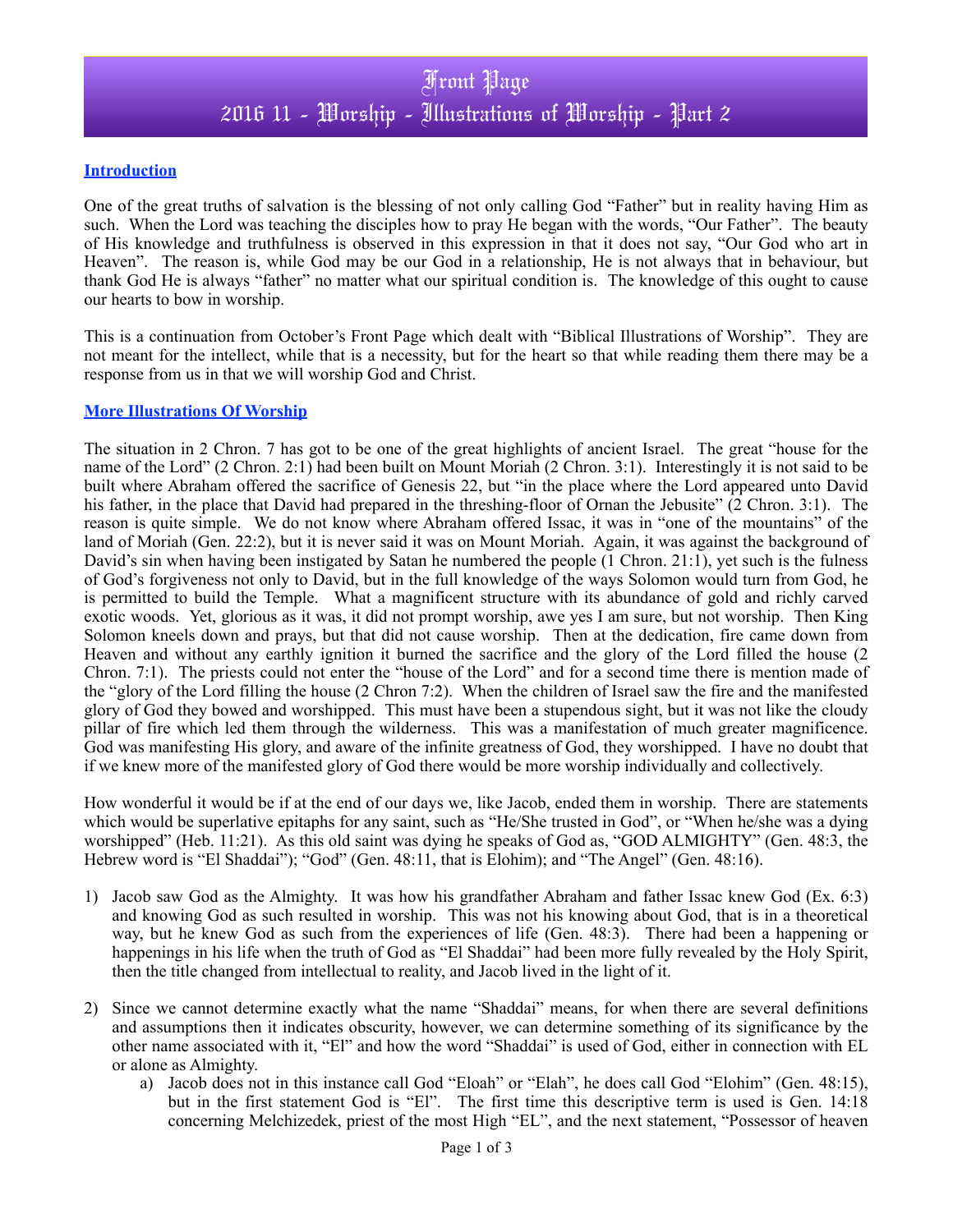# Front Page
# 2016 11 - Worship - Illustrations of Worship - Part 2

**Introduction**

One of the great truths of salvation is the blessing of not only calling God "Father" but in reality having Him as such. When the Lord was teaching the disciples how to pray He began with the words, "Our Father". The beauty of His knowledge and truthfulness is observed in this expression in that it does not say, "Our God who art in Heaven". The reason is, while God may be our God in a relationship, He is not always that in behaviour, but thank God He is always "father" no matter what our spiritual condition is. The knowledge of this ought to cause our hearts to bow in worship.

This is a continuation from October's Front Page which dealt with "Biblical Illustrations of Worship". They are not meant for the intellect, while that is a necessity, but for the heart so that while reading them there may be a response from us in that we will worship God and Christ.

**More Illustrations Of Worship**

The situation in 2 Chron. 7 has got to be one of the great highlights of ancient Israel. The great "house for the name of the Lord" (2 Chron. 2:1) had been built on Mount Moriah (2 Chron. 3:1). Interestingly it is not said to be built where Abraham offered the sacrifice of Genesis 22, but "in the place where the Lord appeared unto David his father, in the place that David had prepared in the threshing-floor of Ornan the Jebusite" (2 Chron. 3:1). The reason is quite simple. We do not know where Abraham offered Issac, it was in "one of the mountains" of the land of Moriah (Gen. 22:2), but it is never said it was on Mount Moriah. Again, it was against the background of David's sin when having been instigated by Satan he numbered the people (1 Chron. 21:1), yet such is the fulness of God's forgiveness not only to David, but in the full knowledge of the ways Solomon would turn from God, he is permitted to build the Temple. What a magnificent structure with its abundance of gold and richly carved exotic woods. Yet, glorious as it was, it did not prompt worship, awe yes I am sure, but not worship. Then King Solomon kneels down and prays, but that did not cause worship. Then at the dedication, fire came down from Heaven and without any earthly ignition it burned the sacrifice and the glory of the Lord filled the house (2 Chron. 7:1). The priests could not enter the "house of the Lord" and for a second time there is mention made of the "glory of the Lord filling the house (2 Chron 7:2). When the children of Israel saw the fire and the manifested glory of God they bowed and worshipped. This must have been a stupendous sight, but it was not like the cloudy pillar of fire which led them through the wilderness. This was a manifestation of much greater magnificence. God was manifesting His glory, and aware of the infinite greatness of God, they worshipped. I have no doubt that if we knew more of the manifested glory of God there would be more worship individually and collectively.

How wonderful it would be if at the end of our days we, like Jacob, ended them in worship. There are statements which would be superlative epitaphs for any saint, such as "He/She trusted in God", or "When he/she was a dying worshipped" (Heb. 11:21). As this old saint was dying he speaks of God as, "GOD ALMIGHTY" (Gen. 48:3, the Hebrew word is "El Shaddai"); "God" (Gen. 48:11, that is Elohim); and "The Angel" (Gen. 48:16).

1) Jacob saw God as the Almighty. It was how his grandfather Abraham and father Issac knew God (Ex. 6:3) and knowing God as such resulted in worship. This was not his knowing about God, that is in a theoretical way, but he knew God as such from the experiences of life (Gen. 48:3). There had been a happening or happenings in his life when the truth of God as "El Shaddai" had been more fully revealed by the Holy Spirit, then the title changed from intellectual to reality, and Jacob lived in the light of it.

2) Since we cannot determine exactly what the name "Shaddai" means, for when there are several definitions and assumptions then it indicates obscurity, however, we can determine something of its significance by the other name associated with it, "El" and how the word "Shaddai" is used of God, either in connection with EL or alone as Almighty.
   a) Jacob does not in this instance call God "Eloah" or "Elah", he does call God "Elohim" (Gen. 48:15), but in the first statement God is "El". The first time this descriptive term is used is Gen. 14:18 concerning Melchizedek, priest of the most High "EL", and the next statement, "Possessor of heaven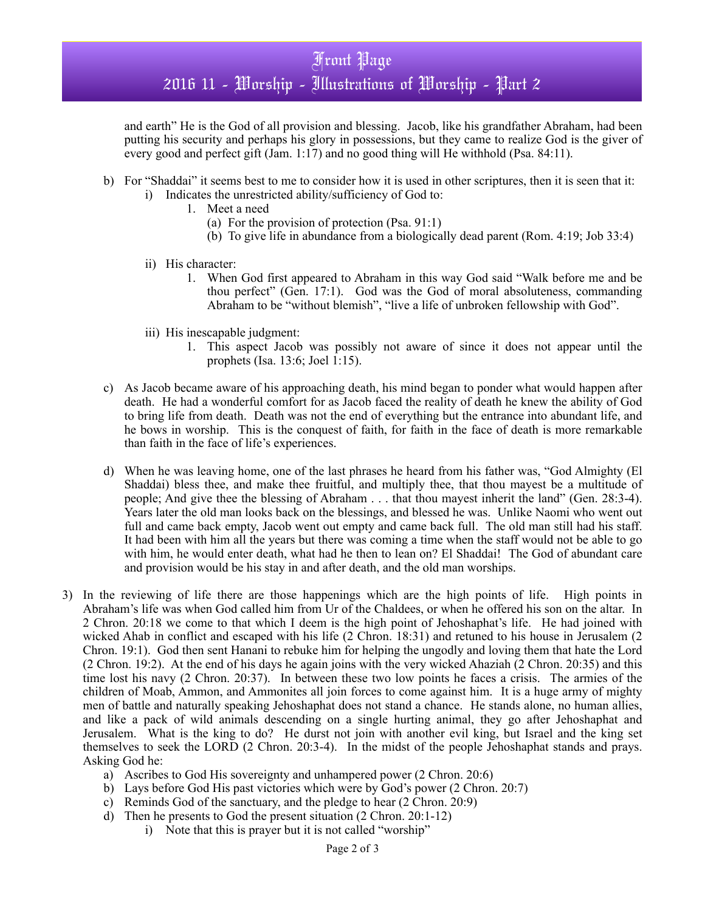and earth" He is the God of all provision and blessing. Jacob, like his grandfather Abraham, had been putting his security and perhaps his glory in possessions, but they came to realize God is the giver of every good and perfect gift (Jam. 1:17) and no good thing will He withhold (Psa. 84:11).

b) For "Shaddai" it seems best to me to consider how it is used in other scriptures, then it is seen that it:
   i) Indicates the unrestricted ability/sufficiency of God to:
      1. Meet a need
         (a) For the provision of protection (Psa. 91:1)
         (b) To give life in abundance from a biologically dead parent (Rom. 4:19; Job 33:4)

   ii) His character:
      1. When God first appeared to Abraham in this way God said "Walk before me and be thou perfect" (Gen. 17:1). God was the God of moral absoluteness, commanding Abraham to be "without blemish", "live a life of unbroken fellowship with God".

   iii) His inescapable judgment:
      1. This aspect Jacob was possibly not aware of since it does not appear until the prophets (Isa. 13:6; Joel 1:15).

c) As Jacob became aware of his approaching death, his mind began to ponder what would happen after death. He had a wonderful comfort for as Jacob faced the reality of death he knew the ability of God to bring life from death. Death was not the end of everything but the entrance into abundant life, and he bows in worship. This is the conquest of faith, for faith in the face of death is more remarkable than faith in the face of life's experiences.

d) When he was leaving home, one of the last phrases he heard from his father was, "God Almighty (El Shaddai) bless thee, and make thee fruitful, and multiply thee, that thou mayest be a multitude of people; And give thee the blessing of Abraham . . . that thou mayest inherit the land" (Gen. 28:3-4). Years later the old man looks back on the blessings, and blessed he was. Unlike Naomi who went out full and came back empty, Jacob went out empty and came back full. The old man still had his staff. It had been with him all the years but there was coming a time when the staff would not be able to go with him, he would enter death, what had he then to lean on? El Shaddai! The God of abundant care and provision would be his stay in and after death, and the old man worships.

3) In the reviewing of life there are those happenings which are the high points of life. High points in Abraham's life was when God called him from Ur of the Chaldees, or when he offered his son on the altar. In 2 Chron. 20:18 we come to that which I deem is the high point of Jehoshaphat's life. He had joined with wicked Ahab in conflict and escaped with his life (2 Chron. 18:31) and retuned to his house in Jerusalem (2 Chron. 19:1). God then sent Hanani to rebuke him for helping the ungodly and loving them that hate the Lord (2 Chron. 19:2). At the end of his days he again joins with the very wicked Ahaziah (2 Chron. 20:35) and this time lost his navy (2 Chron. 20:37). In between these two low points he faces a crisis. The armies of the children of Moab, Ammon, and Ammonites all join forces to come against him. It is a huge army of mighty men of battle and naturally speaking Jehoshaphat does not stand a chance. He stands alone, no human allies, and like a pack of wild animals descending on a single hurting animal, they go after Jehoshaphat and Jerusalem. What is the king to do? He durst not join with another evil king, but Israel and the king set themselves to seek the LORD (2 Chron. 20:3-4). In the midst of the people Jehoshaphat stands and prays. Asking God he:
   a) Ascribes to God His sovereignty and unhampered power (2 Chron. 20:6)
   b) Lays before God His past victories which were by God's power (2 Chron. 20:7)
   c) Reminds God of the sanctuary, and the pledge to hear (2 Chron. 20:9)
   d) Then he presents to God the present situation (2 Chron. 20:1-12)
      i) Note that this is prayer but it is not called "worship"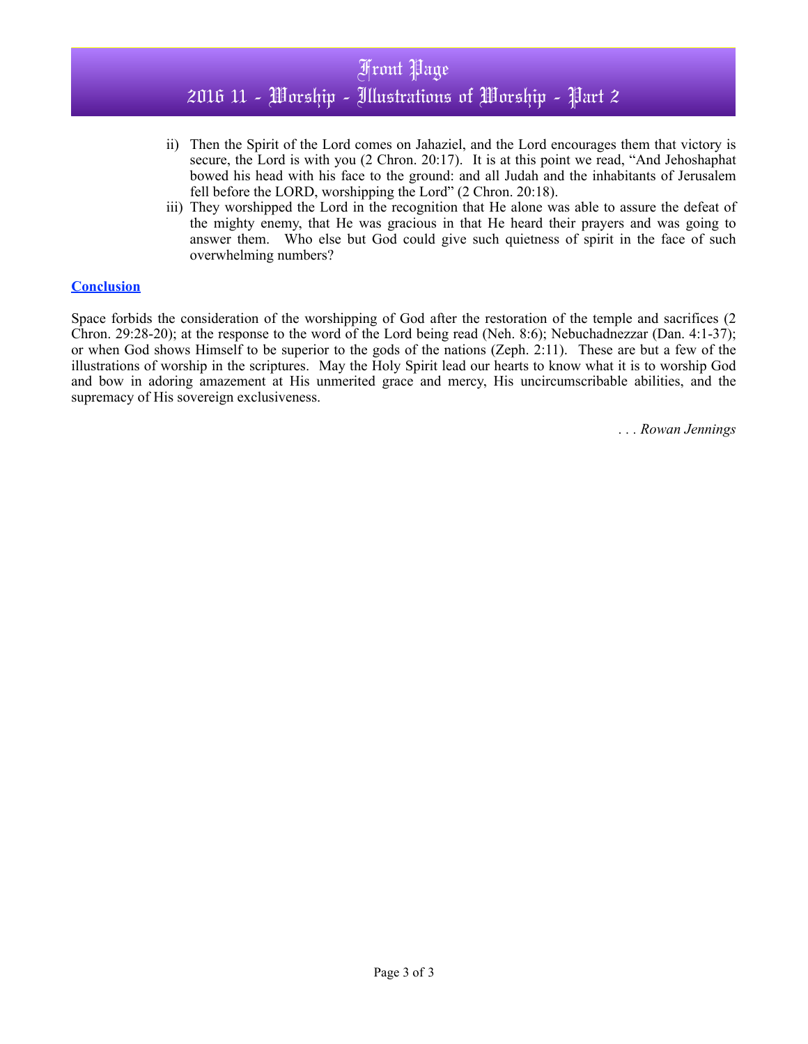ii) Then the Spirit of the Lord comes on Jahaziel, and the Lord encourages them that victory is secure, the Lord is with you (2 Chron. 20:17). It is at this point we read, "And Jehoshaphat bowed his head with his face to the ground: and all Judah and the inhabitants of Jerusalem fell before the LORD, worshipping the Lord" (2 Chron. 20:18).

iii) They worshipped the Lord in the recognition that He alone was able to assure the defeat of the mighty enemy, that He was gracious in that He heard their prayers and was going to answer them. Who else but God could give such quietness of spirit in the face of such overwhelming numbers?

## Conclusion

Space forbids the consideration of the worshipping of God after the restoration of the temple and sacrifices (2 Chron. 29:28-20); at the response to the word of the Lord being read (Neh. 8:6); Nebuchadnezzar (Dan. 4:1-37); or when God shows Himself to be superior to the gods of the nations (Zeph. 2:11). These are but a few of the illustrations of worship in the scriptures. May the Holy Spirit lead our hearts to know what it is to worship God and bow in adoring amazement at His unmerited grace and mercy, His uncircumscribable abilities, and the supremacy of His sovereign exclusiveness.

*. . . Rowan Jennings*